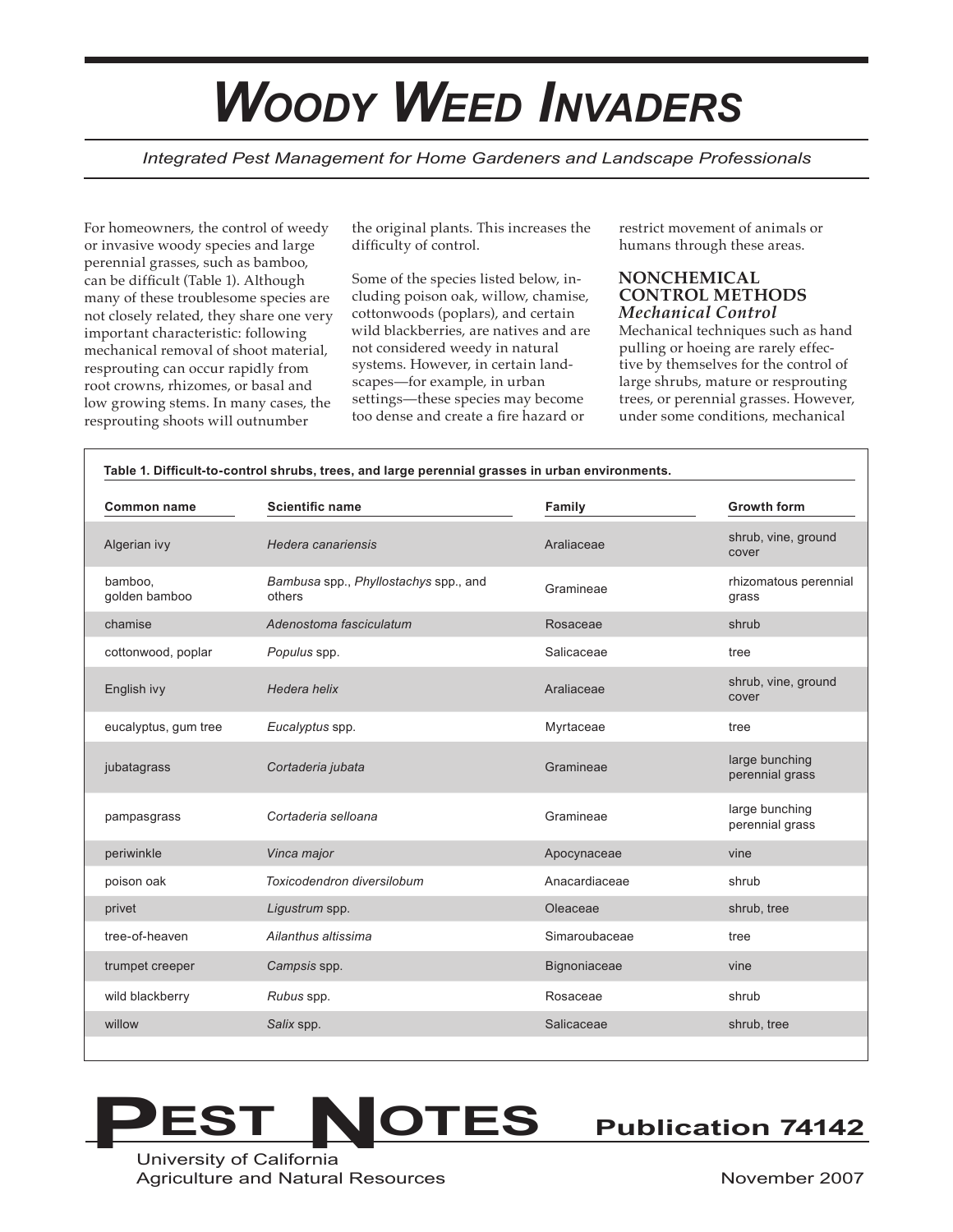# WOODY WEED INVADERS

*Integrated Pest Management for Home Gardeners and Landscape Professionals*

For homeowners, the control of weedy or invasive woody species and large perennial grasses, such as bamboo, can be difficult (Table 1). Although many of these troublesome species are not closely related, they share one very important characteristic: following mechanical removal of shoot material, resprouting can occur rapidly from root crowns, rhizomes, or basal and low growing stems. In many cases, the resprouting shoots will outnumber the original plants. This increases the difficulty of control.

Some of the species listed below, including poison oak, willow, chamise, cottonwoods (poplars), and certain wild blackberries, are natives and are not considered weedy in natural systems. However, in certain landscapes—for example, in urban settings—these species may become too dense and create a fire hazard or restrict movement of animals or humans through these areas.

## NONCHEMICAL CONTROL METHODS

### *Mechanical Control*

Mechanical techniques such as hand pulling or hoeing are rarely effective by themselves for the control of large shrubs, mature or resprouting trees, or perennial grasses. However, under some conditions, mechanical

**Table 1. Difficult-to-control shrubs, trees, and large perennial grasses in urban environments.**

| Common name | Scientific name | Family | Growth form |
|---|---|---|---|
| Algerian ivy | *Hedera canariensis* | Araliaceae | shrub, vine, ground cover |
| bamboo, golden bamboo | *Bambusa* spp., *Phyllostachys* spp., and others | Gramineae | rhizomatous perennial grass |
| chamise | *Adenostoma fasciculatum* | Rosaceae | shrub |
| cottonwood, poplar | *Populus* spp. | Salicaceae | tree |
| English ivy | *Hedera helix* | Araliaceae | shrub, vine, ground cover |
| eucalyptus, gum tree | *Eucalyptus* spp. | Myrtaceae | tree |
| jubatagrass | *Cortaderia jubata* | Gramineae | large bunching perennial grass |
| pampasgrass | *Cortaderia selloana* | Gramineae | large bunching perennial grass |
| periwinkle | *Vinca major* | Apocynaceae | vine |
| poison oak | *Toxicodendron diversilobum* | Anacardiaceae | shrub |
| privet | *Ligustrum* spp. | Oleaceae | shrub, tree |
| tree-of-heaven | *Ailanthus altissima* | Simaroubaceae | tree |
| trumpet creeper | *Campsis* spp. | Bignoniaceae | vine |
| wild blackberry | *Rubus* spp. | Rosaceae | shrub |
| willow | *Salix* spp. | Salicaceae | shrub, tree |

**PEST NOTES** Publication 74142

University of California
Agriculture and Natural Resources

November 2007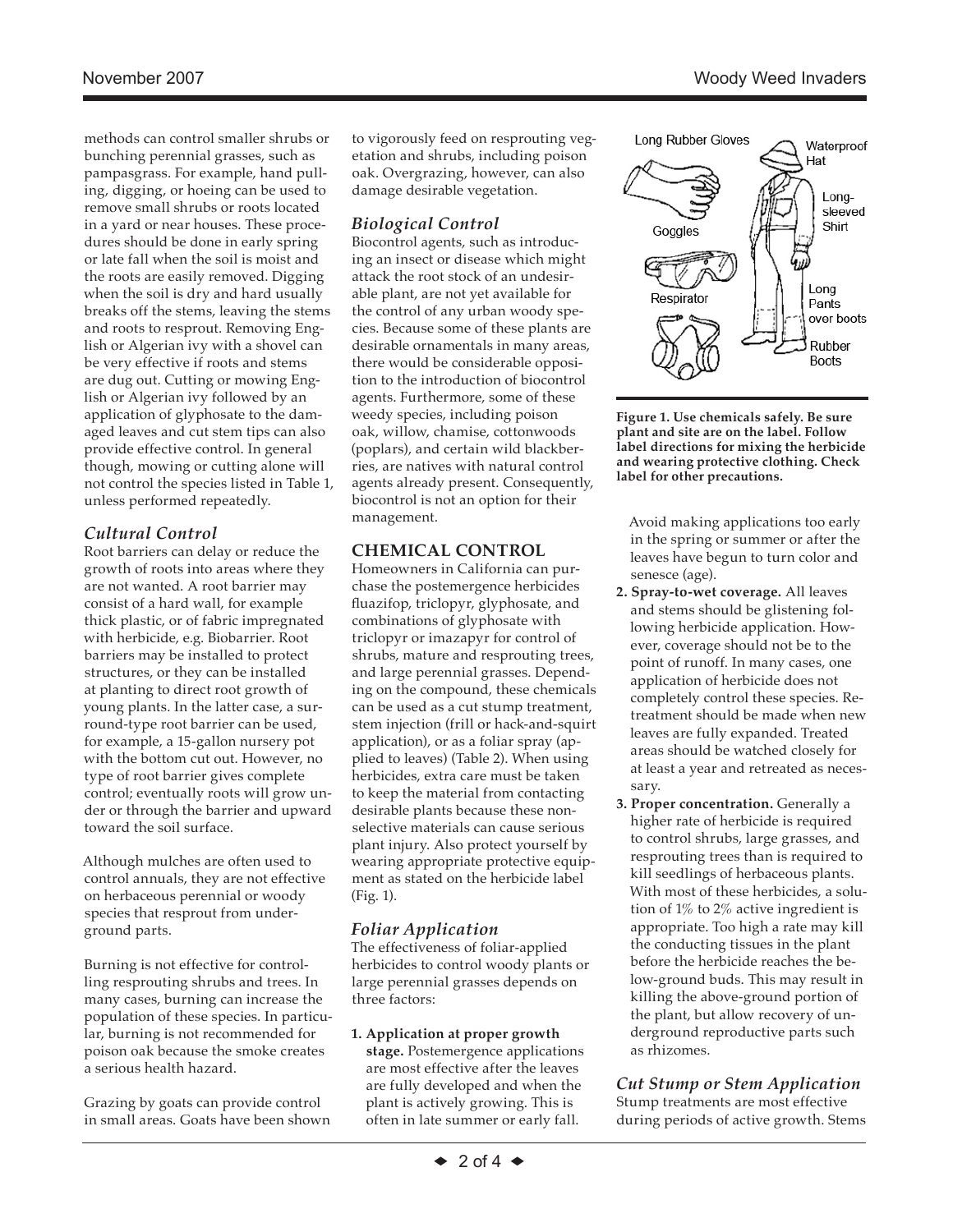methods can control smaller shrubs or bunching perennial grasses, such as pampasgrass. For example, hand pulling, digging, or hoeing can be used to remove small shrubs or roots located in a yard or near houses. These procedures should be done in early spring or late fall when the soil is moist and the roots are easily removed. Digging when the soil is dry and hard usually breaks off the stems, leaving the stems and roots to resprout. Removing English or Algerian ivy with a shovel can be very effective if roots and stems are dug out. Cutting or mowing English or Algerian ivy followed by an application of glyphosate to the damaged leaves and cut stem tips can also provide effective control. In general though, mowing or cutting alone will not control the species listed in Table 1, unless performed repeatedly.

### *Cultural Control*

Root barriers can delay or reduce the growth of roots into areas where they are not wanted. A root barrier may consist of a hard wall, for example thick plastic, or of fabric impregnated with herbicide, e.g. Biobarrier. Root barriers may be installed to protect structures, or they can be installed at planting to direct root growth of young plants. In the latter case, a surround-type root barrier can be used, for example, a 15-gallon nursery pot with the bottom cut out. However, no type of root barrier gives complete control; eventually roots will grow under or through the barrier and upward toward the soil surface.

Although mulches are often used to control annuals, they are not effective on herbaceous perennial or woody species that resprout from underground parts.

Burning is not effective for controlling resprouting shrubs and trees. In many cases, burning can increase the population of these species. In particular, burning is not recommended for poison oak because the smoke creates a serious health hazard.

Grazing by goats can provide control in small areas. Goats have been shown to vigorously feed on resprouting vegetation and shrubs, including poison oak. Overgrazing, however, can also damage desirable vegetation.

### *Biological Control*

Biocontrol agents, such as introducing an insect or disease which might attack the root stock of an undesirable plant, are not yet available for the control of any urban woody species. Because some of these plants are desirable ornamentals in many areas, there would be considerable opposition to the introduction of biocontrol agents. Furthermore, some of these weedy species, including poison oak, willow, chamise, cottonwoods (poplars), and certain wild blackberries, are natives with natural control agents already present. Consequently, biocontrol is not an option for their management.

## CHEMICAL CONTROL

Homeowners in California can purchase the postemergence herbicides fluazifop, triclopyr, glyphosate, and combinations of glyphosate with triclopyr or imazapyr for control of shrubs, mature and resprouting trees, and large perennial grasses. Depending on the compound, these chemicals can be used as a cut stump treatment, stem injection (frill or hack-and-squirt application), or as a foliar spray (applied to leaves) (Table 2). When using herbicides, extra care must be taken to keep the material from contacting desirable plants because these nonselective materials can cause serious plant injury. Also protect yourself by wearing appropriate protective equipment as stated on the herbicide label (Fig. 1).

### *Foliar Application*

The effectiveness of foliar-applied herbicides to control woody plants or large perennial grasses depends on three factors:

1. **Application at proper growth stage.** Postemergence applications are most effective after the leaves are fully developed and when the plant is actively growing. This is often in late summer or early fall. Avoid making applications too early in the spring or summer or after the leaves have begun to turn color and senesce (age).
2. **Spray-to-wet coverage.** All leaves and stems should be glistening following herbicide application. However, coverage should not be to the point of runoff. In many cases, one application of herbicide does not completely control these species. Retreatment should be made when new leaves are fully expanded. Treated areas should be watched closely for at least a year and retreated as necessary.
3. **Proper concentration.** Generally a higher rate of herbicide is required to control shrubs, large grasses, and resprouting trees than is required to kill seedlings of herbaceous plants. With most of these herbicides, a solution of 1% to 2% active ingredient is appropriate. Too high a rate may kill the conducting tissues in the plant before the herbicide reaches the below-ground buds. This may result in killing the above-ground portion of the plant, but allow recovery of underground reproductive parts such as rhizomes.

Long Rubber Gloves, Waterproof Hat, Goggles, Long-sleeved Shirt, Respirator, Long Pants over boots, Rubber Boots

**Figure 1. Use chemicals safely. Be sure plant and site are on the label. Follow label directions for mixing the herbicide and wearing protective clothing. Check label for other precautions.**

### *Cut Stump or Stem Application*

Stump treatments are most effective during periods of active growth. Stems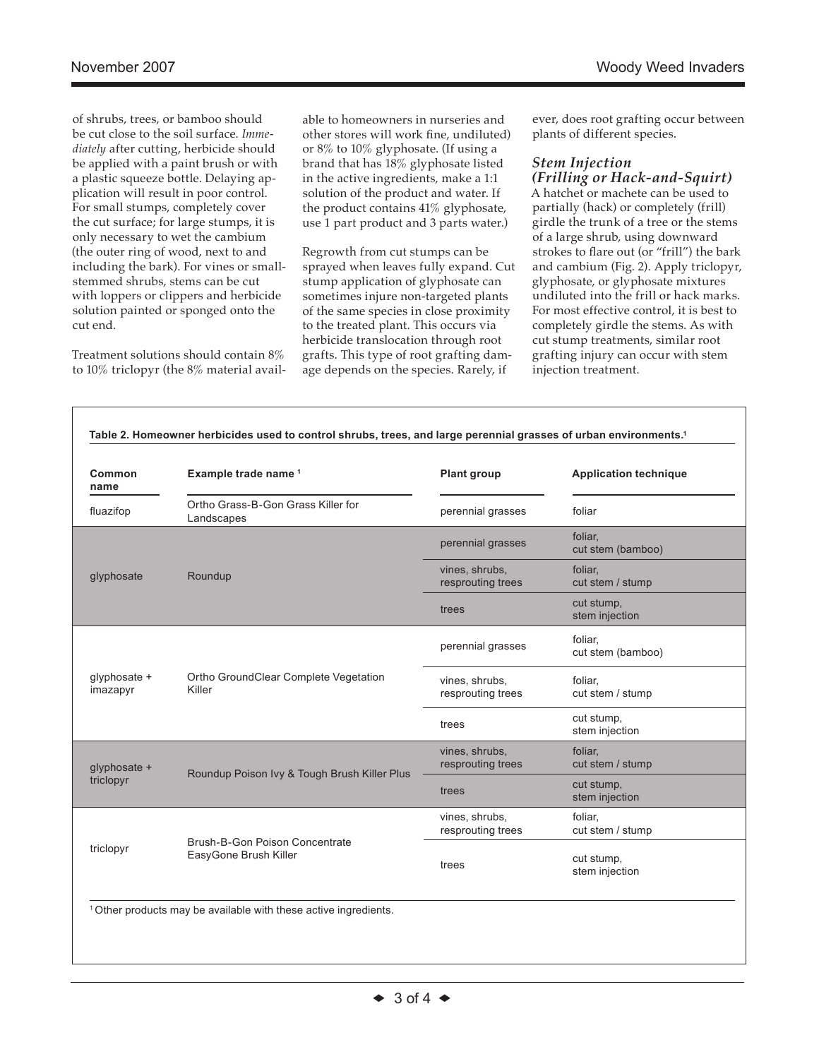of shrubs, trees, or bamboo should be cut close to the soil surface. *Immediately* after cutting, herbicide should be applied with a paint brush or with a plastic squeeze bottle. Delaying application will result in poor control. For small stumps, completely cover the cut surface; for large stumps, it is only necessary to wet the cambium (the outer ring of wood, next to and including the bark). For vines or small-stemmed shrubs, stems can be cut with loppers or clippers and herbicide solution painted or sponged onto the cut end.

Treatment solutions should contain 8% to 10% triclopyr (the 8% material available to homeowners in nurseries and other stores will work fine, undiluted) or 8% to 10% glyphosate. (If using a brand that has 18% glyphosate listed in the active ingredients, make a 1:1 solution of the product and water. If the product contains 41% glyphosate, use 1 part product and 3 parts water.)

Regrowth from cut stumps can be sprayed when leaves fully expand. Cut stump application of glyphosate can sometimes injure non-targeted plants of the same species in close proximity to the treated plant. This occurs via herbicide translocation through root grafts. This type of root grafting damage depends on the species. Rarely, if ever, does root grafting occur between plants of different species.

### *Stem Injection (Frilling or Hack-and-Squirt)*

A hatchet or machete can be used to partially (hack) or completely (frill) girdle the trunk of a tree or the stems of a large shrub, using downward strokes to flare out (or "frill") the bark and cambium (Fig. 2). Apply triclopyr, glyphosate, or glyphosate mixtures undiluted into the frill or hack marks. For most effective control, it is best to completely girdle the stems. As with cut stump treatments, similar root grafting injury can occur with stem injection treatment.

**Table 2. Homeowner herbicides used to control shrubs, trees, and large perennial grasses of urban environments.**[1]

| Common name | Example trade name [1] | Plant group | Application technique |
|---|---|---|---|
| fluazifop | Ortho Grass-B-Gon Grass Killer for Landscapes | perennial grasses | foliar |
| glyphosate | Roundup | perennial grasses | foliar, cut stem (bamboo) |
| | | vines, shrubs, resprouting trees | foliar, cut stem / stump |
| | | trees | cut stump, stem injection |
| glyphosate + imazapyr | Ortho GroundClear Complete Vegetation Killer | perennial grasses | foliar, cut stem (bamboo) |
| | | vines, shrubs, resprouting trees | foliar, cut stem / stump |
| | | trees | cut stump, stem injection |
| glyphosate + triclopyr | Roundup Poison Ivy & Tough Brush Killer Plus | vines, shrubs, resprouting trees | foliar, cut stem / stump |
| | | trees | cut stump, stem injection |
| triclopyr | Brush-B-Gon Poison Concentrate EasyGone Brush Killer | vines, shrubs, resprouting trees | foliar, cut stem / stump |
| | | trees | cut stump, stem injection |

[1] Other products may be available with these active ingredients.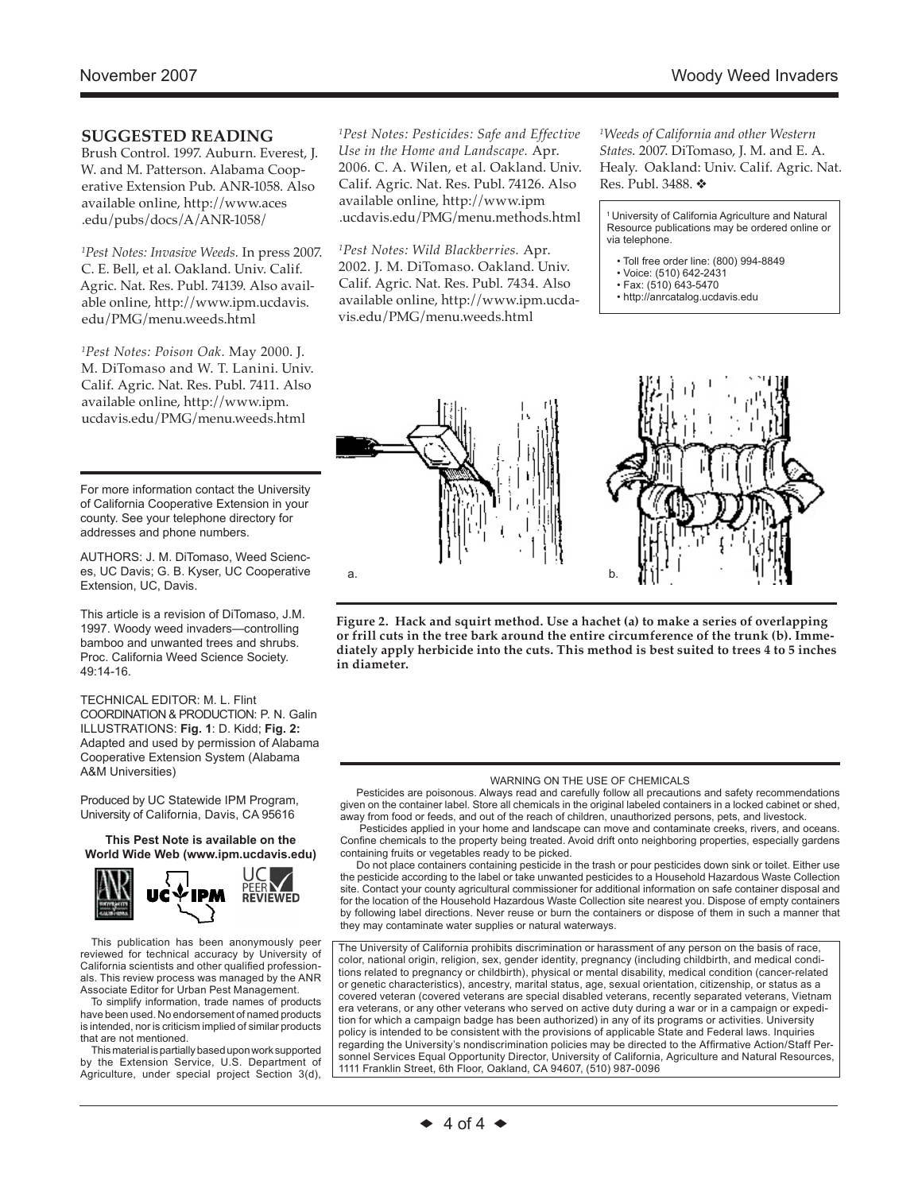## SUGGESTED READING

Brush Control. 1997. Auburn. Everest, J. W. and M. Patterson. Alabama Cooperative Extension Pub. ANR-1058. Also available online, http://www.aces.edu/pubs/docs/A/ANR-1058/

[1]*Pest Notes: Invasive Weeds.* In press 2007. C. E. Bell, et al. Oakland. Univ. Calif. Agric. Nat. Res. Publ. 74139. Also available online, http://www.ipm.ucdavis.edu/PMG/menu.weeds.html

[1]*Pest Notes: Poison Oak.* May 2000. J. M. DiTomaso and W. T. Lanini. Univ. Calif. Agric. Nat. Res. Publ. 7411. Also available online, http://www.ipm.ucdavis.edu/PMG/menu.weeds.html

[1]*Pest Notes: Pesticides: Safe and Effective Use in the Home and Landscape.* Apr. 2006. C. A. Wilen, et al. Oakland. Univ. Calif. Agric. Nat. Res. Publ. 74126. Also available online, http://www.ipm.ucdavis.edu/PMG/menu.methods.html

[1]*Pest Notes: Wild Blackberries.* Apr. 2002. J. M. DiTomaso. Oakland. Univ. Calif. Agric. Nat. Res. Publ. 7434. Also available online, http://www.ipm.ucdavis.edu/PMG/menu.weeds.html

[1]*Weeds of California and other Western States.* 2007. DiTomaso, J. M. and E. A. Healy. Oakland: Univ. Calif. Agric. Nat. Res. Publ. 3488. ❖

[1] University of California Agriculture and Natural Resource publications may be ordered online or via telephone.

- Toll free order line: (800) 994-8849
- Voice: (510) 642-2431
- Fax: (510) 643-5470
- http://anrcatalog.ucdavis.edu

a.

b.

**Figure 2. Hack and squirt method. Use a hatchet (a) to make a series of overlapping or frill cuts in the tree bark around the entire circumference of the trunk (b). Immediately apply herbicide into the cuts. This method is best suited to trees 4 to 5 inches in diameter.**

For more information contact the University of California Cooperative Extension in your county. See your telephone directory for addresses and phone numbers.

AUTHORS: J. M. DiTomaso, Weed Sciences, UC Davis; G. B. Kyser, UC Cooperative Extension, UC, Davis.

This article is a revision of DiTomaso, J.M. 1997. Woody weed invaders—controlling bamboo and unwanted trees and shrubs. Proc. California Weed Science Society. 49:14-16.

TECHNICAL EDITOR: M. L. Flint
COORDINATION & PRODUCTION: P. N. Galin
ILLUSTRATIONS: **Fig. 1**: D. Kidd; **Fig. 2:** Adapted and used by permission of Alabama Cooperative Extension System (Alabama A&M Universities)

Produced by UC Statewide IPM Program, University of California, Davis, CA 95616

**This Pest Note is available on the World Wide Web (www.ipm.ucdavis.edu)**

UC PEER REVIEWED

This publication has been anonymously peer reviewed for technical accuracy by University of California scientists and other qualified professionals. This review process was managed by the ANR Associate Editor for Urban Pest Management.

To simplify information, trade names of products have been used. No endorsement of named products is intended, nor is criticism implied of similar products that are not mentioned.

This material is partially based upon work supported by the Extension Service, U.S. Department of Agriculture, under special project Section 3(d),

WARNING ON THE USE OF CHEMICALS

Pesticides are poisonous. Always read and carefully follow all precautions and safety recommendations given on the container label. Store all chemicals in the original labeled containers in a locked cabinet or shed, away from food or feeds, and out of the reach of children, unauthorized persons, pets, and livestock.

Pesticides applied in your home and landscape can move and contaminate creeks, rivers, and oceans. Confine chemicals to the property being treated. Avoid drift onto neighboring properties, especially gardens containing fruits or vegetables ready to be picked.

Do not place containers containing pesticide in the trash or pour pesticides down sink or toilet. Either use the pesticide according to the label or take unwanted pesticides to a Household Hazardous Waste Collection site. Contact your county agricultural commissioner for additional information on safe container disposal and for the location of the Household Hazardous Waste Collection site nearest you. Dispose of empty containers by following label directions. Never reuse or burn the containers or dispose of them in such a manner that they may contaminate water supplies or natural waterways.

The University of California prohibits discrimination or harassment of any person on the basis of race, color, national origin, religion, sex, gender identity, pregnancy (including childbirth, and medical conditions related to pregnancy or childbirth), physical or mental disability, medical condition (cancer-related or genetic characteristics), ancestry, marital status, age, sexual orientation, citizenship, or status as a covered veteran (covered veterans are special disabled veterans, recently separated veterans, Vietnam era veterans, or any other veterans who served on active duty during a war or in a campaign or expedition for which a campaign badge has been authorized) in any of its programs or activities. University policy is intended to be consistent with the provisions of applicable State and Federal laws. Inquiries regarding the University's nondiscrimination policies may be directed to the Affirmative Action/Staff Personnel Services Equal Opportunity Director, University of California, Agriculture and Natural Resources, 1111 Franklin Street, 6th Floor, Oakland, CA 94607, (510) 987-0096